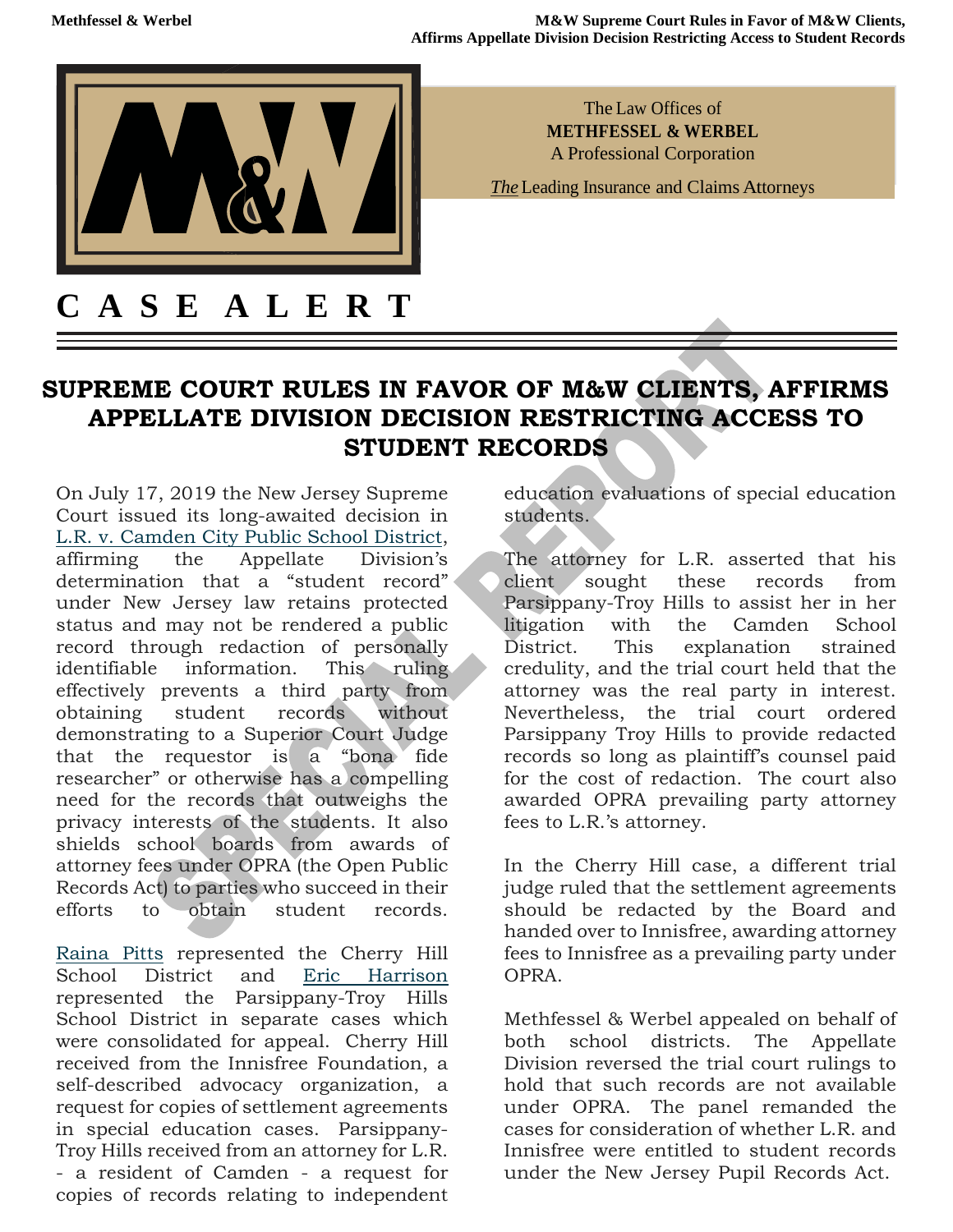The Law Offices of
**METHFESSEL & WERBEL**
A Professional Corporation

*The* Leading Insurance and Claims Attorneys

# CASE ALERT

## SUPREME COURT RULES IN FAVOR OF M&W CLIENTS, AFFIRMS APPELLATE DIVISION DECISION RESTRICTING ACCESS TO STUDENT RECORDS

On July 17, 2019 the New Jersey Supreme Court issued its long-awaited decision in L.R. v. Camden City Public School District, affirming the Appellate Division's determination that a "student record" under New Jersey law retains protected status and may not be rendered a public record through redaction of personally identifiable information. This ruling effectively prevents a third party from obtaining student records without demonstrating to a Superior Court Judge that the requestor is a "bona fide researcher" or otherwise has a compelling need for the records that outweighs the privacy interests of the students. It also shields school boards from awards of attorney fees under OPRA (the Open Public Records Act) to parties who succeed in their efforts to obtain student records.

Raina Pitts represented the Cherry Hill School District and Eric Harrison represented the Parsippany-Troy Hills School District in separate cases which were consolidated for appeal. Cherry Hill received from the Innisfree Foundation, a self-described advocacy organization, a request for copies of settlement agreements in special education cases. Parsippany-Troy Hills received from an attorney for L.R. - a resident of Camden - a request for copies of records relating to independent education evaluations of special education students.

The attorney for L.R. asserted that his client sought these records from Parsippany-Troy Hills to assist her in her litigation with the Camden School District. This explanation strained credulity, and the trial court held that the attorney was the real party in interest. Nevertheless, the trial court ordered Parsippany Troy Hills to provide redacted records so long as plaintiff's counsel paid for the cost of redaction. The court also awarded OPRA prevailing party attorney fees to L.R.'s attorney.

In the Cherry Hill case, a different trial judge ruled that the settlement agreements should be redacted by the Board and handed over to Innisfree, awarding attorney fees to Innisfree as a prevailing party under OPRA.

Methfessel & Werbel appealed on behalf of both school districts. The Appellate Division reversed the trial court rulings to hold that such records are not available under OPRA. The panel remanded the cases for consideration of whether L.R. and Innisfree were entitled to student records under the New Jersey Pupil Records Act.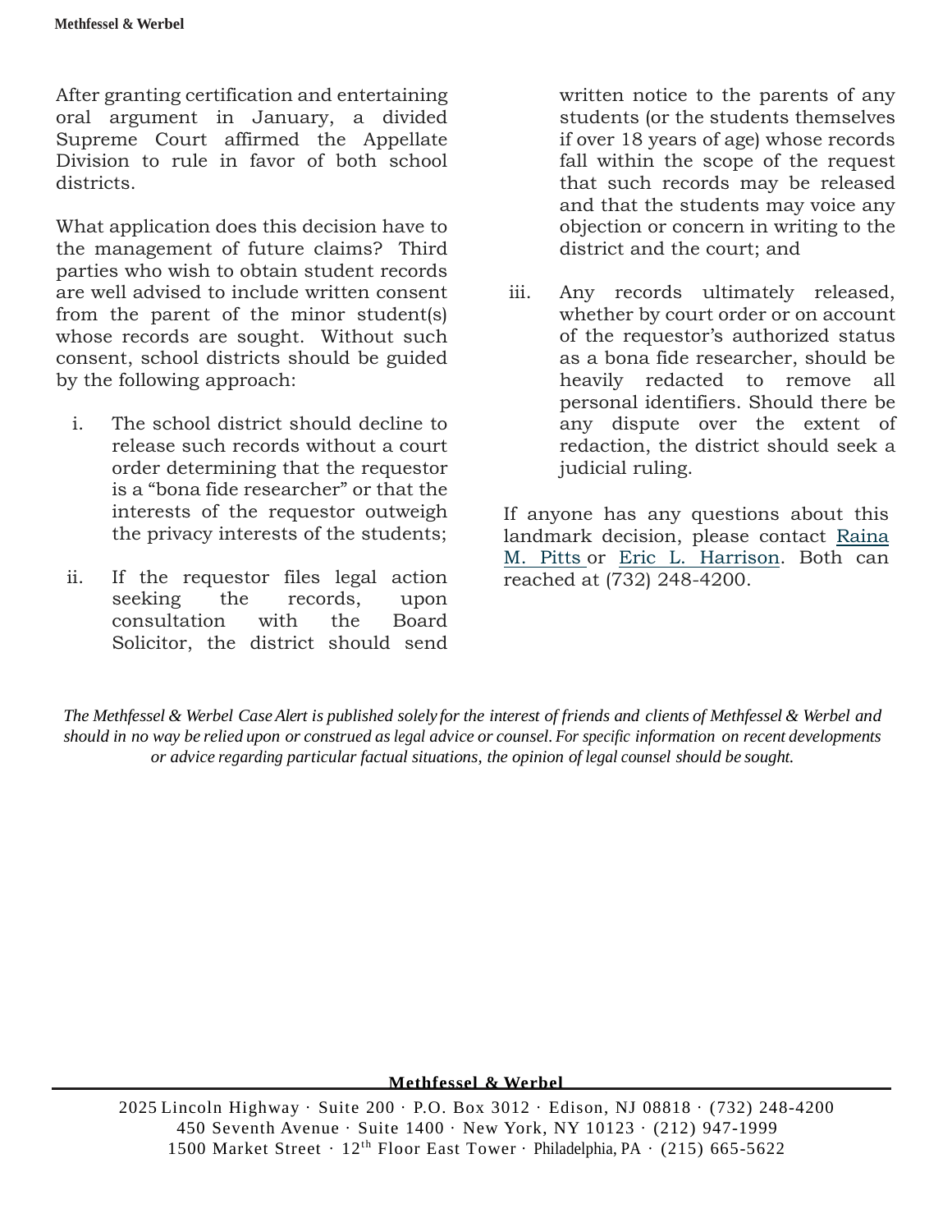After granting certification and entertaining oral argument in January, a divided Supreme Court affirmed the Appellate Division to rule in favor of both school districts.

What application does this decision have to the management of future claims? Third parties who wish to obtain student records are well advised to include written consent from the parent of the minor student(s) whose records are sought. Without such consent, school districts should be guided by the following approach:

i. The school district should decline to release such records without a court order determining that the requestor is a "bona fide researcher" or that the interests of the requestor outweigh the privacy interests of the students;

ii. If the requestor files legal action seeking the records, upon consultation with the Board Solicitor, the district should send written notice to the parents of any students (or the students themselves if over 18 years of age) whose records fall within the scope of the request that such records may be released and that the students may voice any objection or concern in writing to the district and the court; and

iii. Any records ultimately released, whether by court order or on account of the requestor's authorized status as a bona fide researcher, should be heavily redacted to remove all personal identifiers. Should there be any dispute over the extent of redaction, the district should seek a judicial ruling.

If anyone has any questions about this landmark decision, please contact Raina M. Pitts or Eric L. Harrison. Both can reached at (732) 248-4200.

*The Methfessel & Werbel Case Alert is published solely for the interest of friends and clients of Methfessel & Werbel and should in no way be relied upon or construed as legal advice or counsel. For specific information on recent developments or advice regarding particular factual situations, the opinion of legal counsel should be sought.*

**Methfessel & Werbel**

2025 Lincoln Highway · Suite 200 · P.O. Box 3012 · Edison, NJ 08818 · (732) 248-4200
450 Seventh Avenue · Suite 1400 · New York, NY 10123 · (212) 947-1999
1500 Market Street · 12th Floor East Tower · Philadelphia, PA · (215) 665-5622